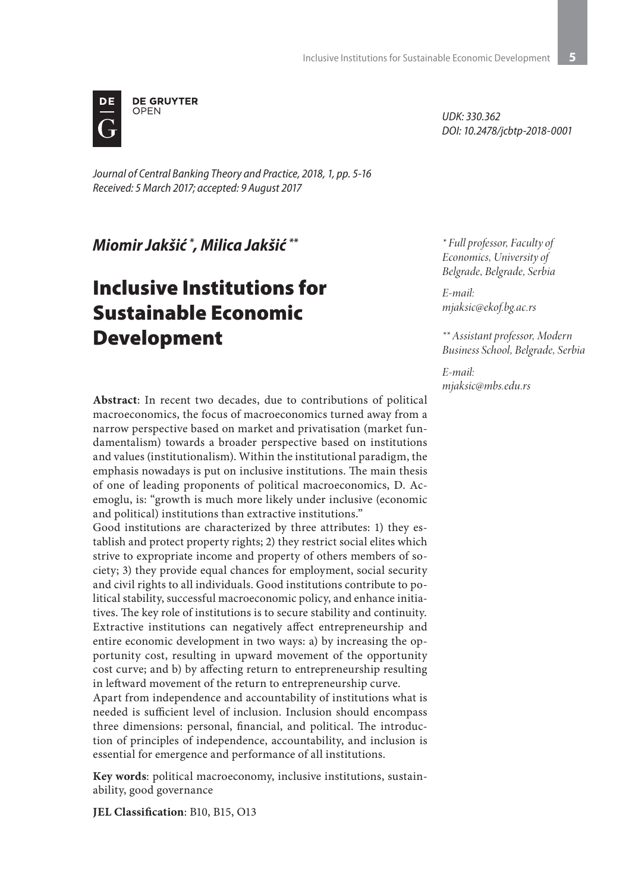UDK: 330.362
DOI: 10.2478/jcbtp-2018-0001

*Journal of Central Banking Theory and Practice, 2018, 1, pp. 5-16*
*Received: 5 March 2017; accepted: 9 August 2017*

***Miomir Jakšić [*], Milica Jakšić [**]***

# Inclusive Institutions for Sustainable Economic Development

*[*] Full professor, Faculty of Economics, University of Belgrade, Belgrade, Serbia*

*E-mail: mjaksic@ekof.bg.ac.rs*

*[**] Assistant professor, Modern Business School, Belgrade, Serbia*

*E-mail: mjaksic@mbs.edu.rs*

**Abstract**: In recent two decades, due to contributions of political macroeconomics, the focus of macroeconomics turned away from a narrow perspective based on market and privatisation (market fundamentalism) towards a broader perspective based on institutions and values (institutionalism). Within the institutional paradigm, the emphasis nowadays is put on inclusive institutions. The main thesis of one of leading proponents of political macroeconomics, D. Acemoglu, is: "growth is much more likely under inclusive (economic and political) institutions than extractive institutions."

Good institutions are characterized by three attributes: 1) they establish and protect property rights; 2) they restrict social elites which strive to expropriate income and property of others members of society; 3) they provide equal chances for employment, social security and civil rights to all individuals. Good institutions contribute to political stability, successful macroeconomic policy, and enhance initiatives. The key role of institutions is to secure stability and continuity. Extractive institutions can negatively affect entrepreneurship and entire economic development in two ways: a) by increasing the opportunity cost, resulting in upward movement of the opportunity cost curve; and b) by affecting return to entrepreneurship resulting in leftward movement of the return to entrepreneurship curve.

Apart from independence and accountability of institutions what is needed is sufficient level of inclusion. Inclusion should encompass three dimensions: personal, financial, and political. The introduction of principles of independence, accountability, and inclusion is essential for emergence and performance of all institutions.

**Key words**: political macroeconomy, inclusive institutions, sustainability, good governance

**JEL Classification**: B10, B15, O13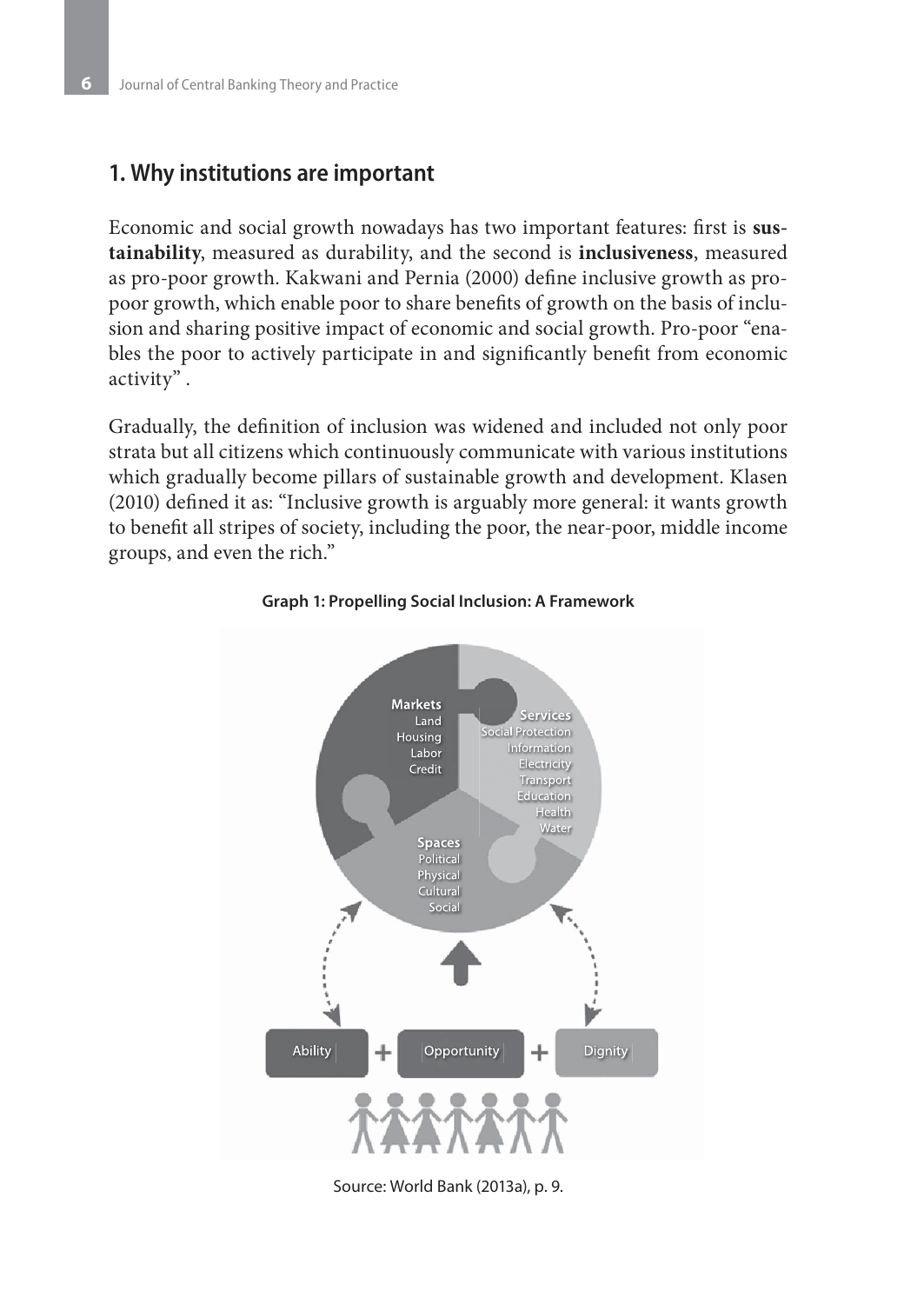## 1. Why institutions are important

Economic and social growth nowadays has two important features: first is **sustainability**, measured as durability, and the second is **inclusiveness**, measured as pro-poor growth. Kakwani and Pernia (2000) define inclusive growth as pro-poor growth, which enable poor to share benefits of growth on the basis of inclusion and sharing positive impact of economic and social growth. Pro-poor "enables the poor to actively participate in and significantly benefit from economic activity" .

Gradually, the definition of inclusion was widened and included not only poor strata but all citizens which continuously communicate with various institutions which gradually become pillars of sustainable growth and development. Klasen (2010) defined it as: "Inclusive growth is arguably more general: it wants growth to benefit all stripes of society, including the poor, the near-poor, middle income groups, and even the rich."

**Graph 1: Propelling Social Inclusion: A Framework**

Markets: Land, Housing, Labor, Credit

Services: Social Protection, Information, Electricity, Transport, Education, Health, Water

Spaces: Political, Physical, Cultural, Social

Ability + Opportunity + Dignity

Source: World Bank (2013a), p. 9.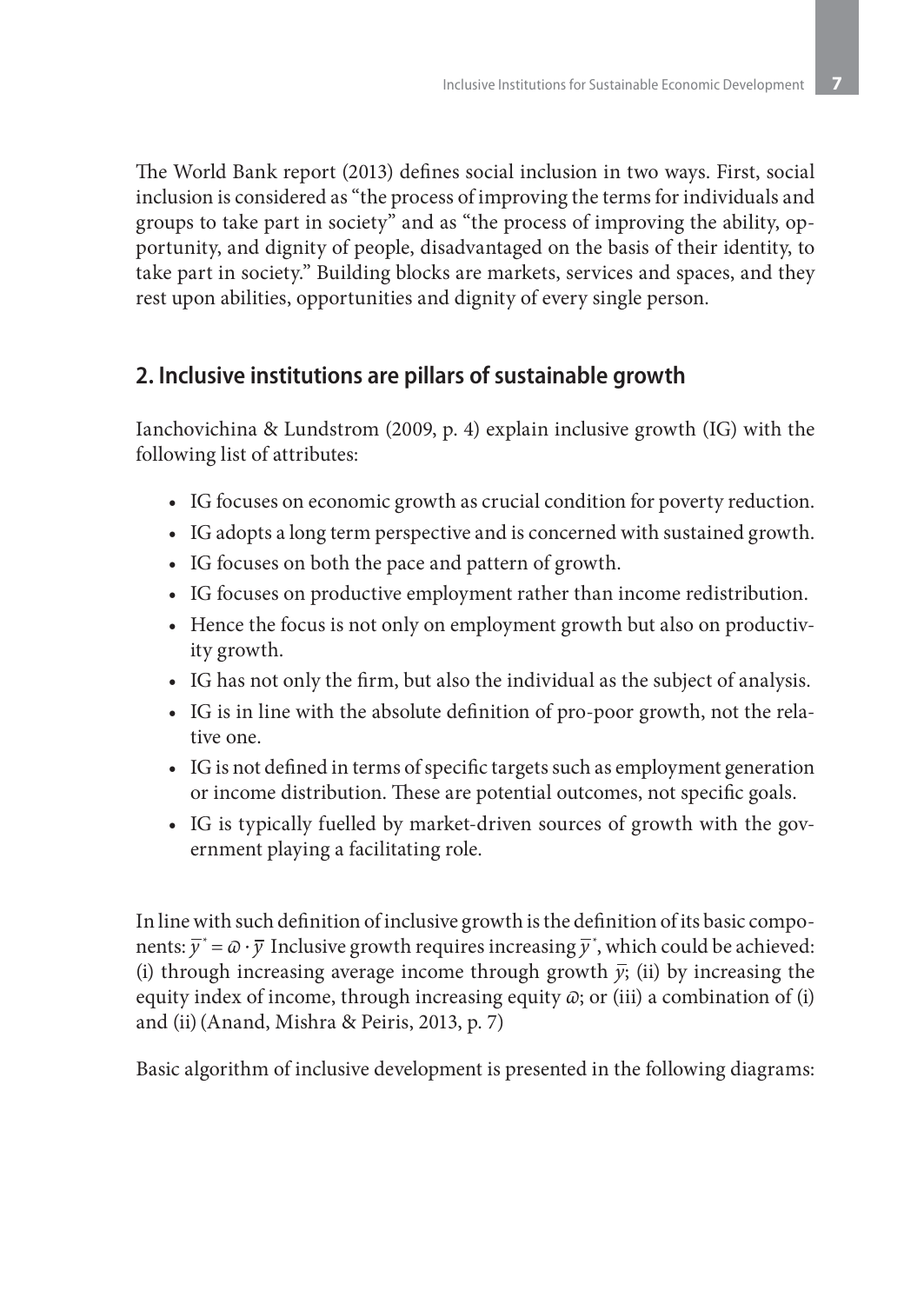The World Bank report (2013) defines social inclusion in two ways. First, social inclusion is considered as "the process of improving the terms for individuals and groups to take part in society" and as "the process of improving the ability, opportunity, and dignity of people, disadvantaged on the basis of their identity, to take part in society." Building blocks are markets, services and spaces, and they rest upon abilities, opportunities and dignity of every single person.

## 2. Inclusive institutions are pillars of sustainable growth

Ianchovichina & Lundstrom (2009, p. 4) explain inclusive growth (IG) with the following list of attributes:

- IG focuses on economic growth as crucial condition for poverty reduction.
- IG adopts a long term perspective and is concerned with sustained growth.
- IG focuses on both the pace and pattern of growth.
- IG focuses on productive employment rather than income redistribution.
- Hence the focus is not only on employment growth but also on productivity growth.
- IG has not only the firm, but also the individual as the subject of analysis.
- IG is in line with the absolute definition of pro-poor growth, not the relative one.
- IG is not defined in terms of specific targets such as employment generation or income distribution. These are potential outcomes, not specific goals.
- IG is typically fuelled by market-driven sources of growth with the government playing a facilitating role.

In line with such definition of inclusive growth is the definition of its basic components: $\bar{y}^* = \varpi \cdot \bar{y}$ Inclusive growth requires increasing $\bar{y}^*$, which could be achieved: (i) through increasing average income through growth $\bar{y}$; (ii) by increasing the equity index of income, through increasing equity $\varpi$; or (iii) a combination of (i) and (ii) (Anand, Mishra & Peiris, 2013, p. 7)

Basic algorithm of inclusive development is presented in the following diagrams: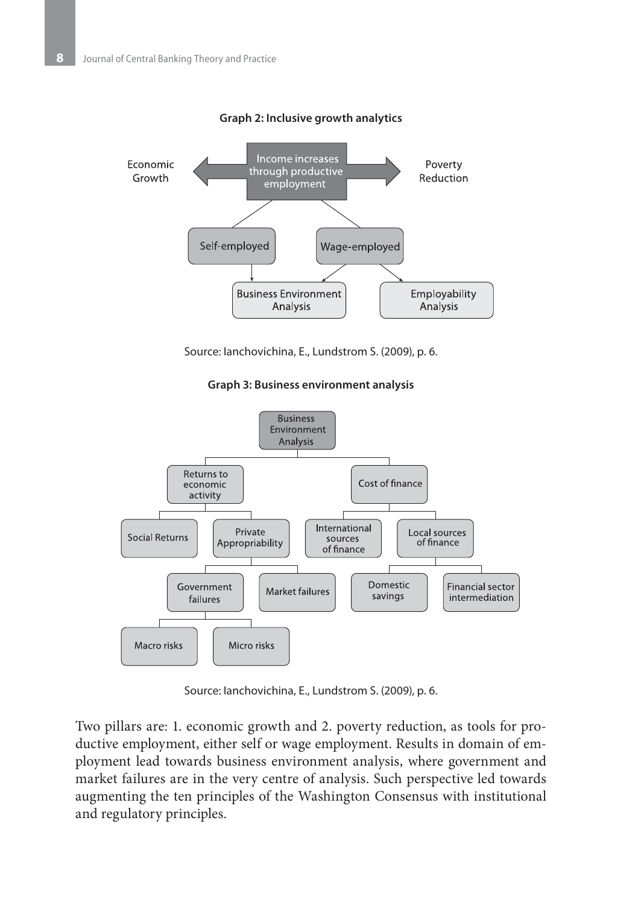**Graph 2: Inclusive growth analytics**

Economic Growth ⟷ Income increases through productive employment ⟷ Poverty Reduction

- Self-employed → Business Environment Analysis
- Wage-employed → Business Environment Analysis; Employability Analysis

Source: Ianchovichina, E., Lundstrom S. (2009), p. 6.

**Graph 3: Business environment analysis**

- Business Environment Analysis
  - Returns to economic activity
    - Social Returns
    - Private Appropriability
      - Government failures
        - Macro risks
        - Micro risks
      - Market failures
  - Cost of finance
    - International sources of finance
    - Local sources of finance
      - Domestic savings
      - Financial sector intermediation

Source: Ianchovichina, E., Lundstrom S. (2009), p. 6.

Two pillars are: 1. economic growth and 2. poverty reduction, as tools for productive employment, either self or wage employment. Results in domain of employment lead towards business environment analysis, where government and market failures are in the very centre of analysis. Such perspective led towards augmenting the ten principles of the Washington Consensus with institutional and regulatory principles.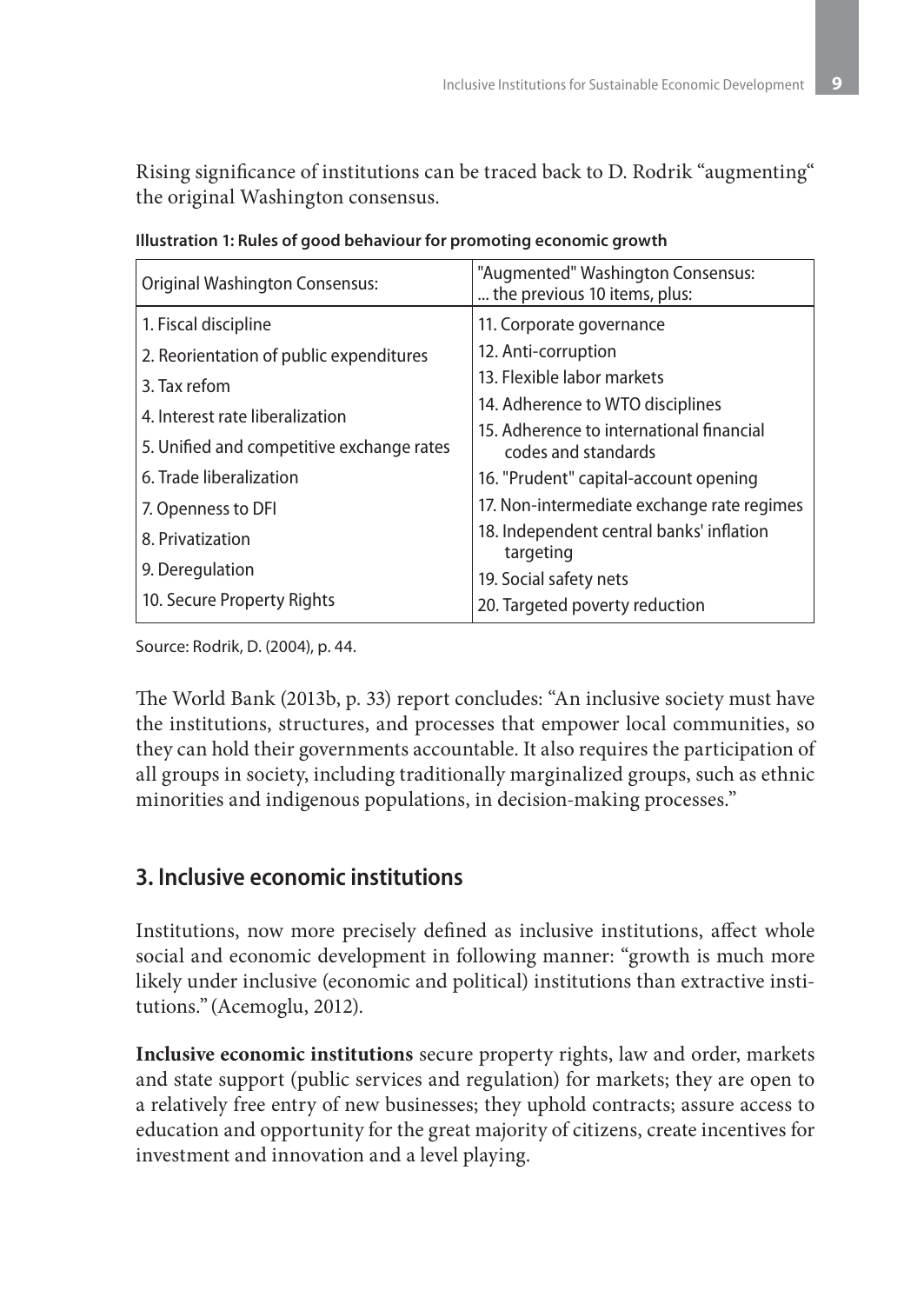Rising significance of institutions can be traced back to D. Rodrik "augmenting" the original Washington consensus.

**Illustration 1: Rules of good behaviour for promoting economic growth**

| Original Washington Consensus: | "Augmented" Washington Consensus: ... the previous 10 items, plus: |
| --- | --- |
| 1. Fiscal discipline | 11. Corporate governance |
| 2. Reorientation of public expenditures | 12. Anti-corruption |
| 3. Tax refom | 13. Flexible labor markets |
| 4. Interest rate liberalization | 14. Adherence to WTO disciplines |
| 5. Unified and competitive exchange rates | 15. Adherence to international financial codes and standards |
| 6. Trade liberalization | 16. "Prudent" capital-account opening |
| 7. Openness to DFI | 17. Non-intermediate exchange rate regimes |
| 8. Privatization | 18. Independent central banks' inflation targeting |
| 9. Deregulation | 19. Social safety nets |
| 10. Secure Property Rights | 20. Targeted poverty reduction |

Source: Rodrik, D. (2004), p. 44.

The World Bank (2013b, p. 33) report concludes: "An inclusive society must have the institutions, structures, and processes that empower local communities, so they can hold their governments accountable. It also requires the participation of all groups in society, including traditionally marginalized groups, such as ethnic minorities and indigenous populations, in decision-making processes."

## 3. Inclusive economic institutions

Institutions, now more precisely defined as inclusive institutions, affect whole social and economic development in following manner: "growth is much more likely under inclusive (economic and political) institutions than extractive institutions." (Acemoglu, 2012).

**Inclusive economic institutions** secure property rights, law and order, markets and state support (public services and regulation) for markets; they are open to a relatively free entry of new businesses; they uphold contracts; assure access to education and opportunity for the great majority of citizens, create incentives for investment and innovation and a level playing.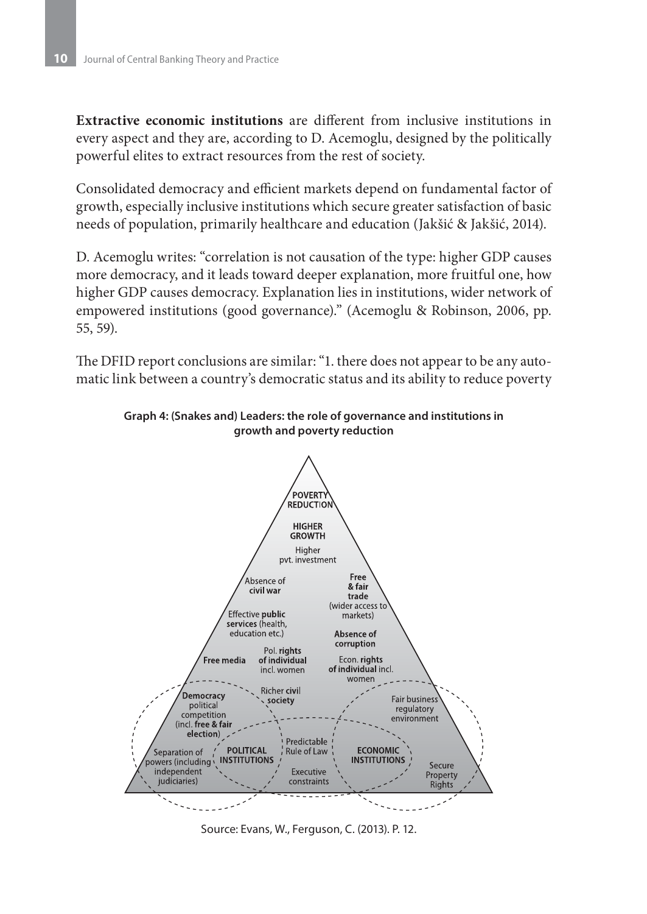**Extractive economic institutions** are different from inclusive institutions in every aspect and they are, according to D. Acemoglu, designed by the politically powerful elites to extract resources from the rest of society.

Consolidated democracy and efficient markets depend on fundamental factor of growth, especially inclusive institutions which secure greater satisfaction of basic needs of population, primarily healthcare and education (Jakšić & Jakšić, 2014).

D. Acemoglu writes: "correlation is not causation of the type: higher GDP causes more democracy, and it leads toward deeper explanation, more fruitful one, how higher GDP causes democracy. Explanation lies in institutions, wider network of empowered institutions (good governance)." (Acemoglu & Robinson, 2006, pp. 55, 59).

The DFID report conclusions are similar: "1. there does not appear to be any automatic link between a country's democratic status and its ability to reduce poverty

**Graph 4: (Snakes and) Leaders: the role of governance and institutions in growth and poverty reduction**

Source: Evans, W., Ferguson, C. (2013). P. 12.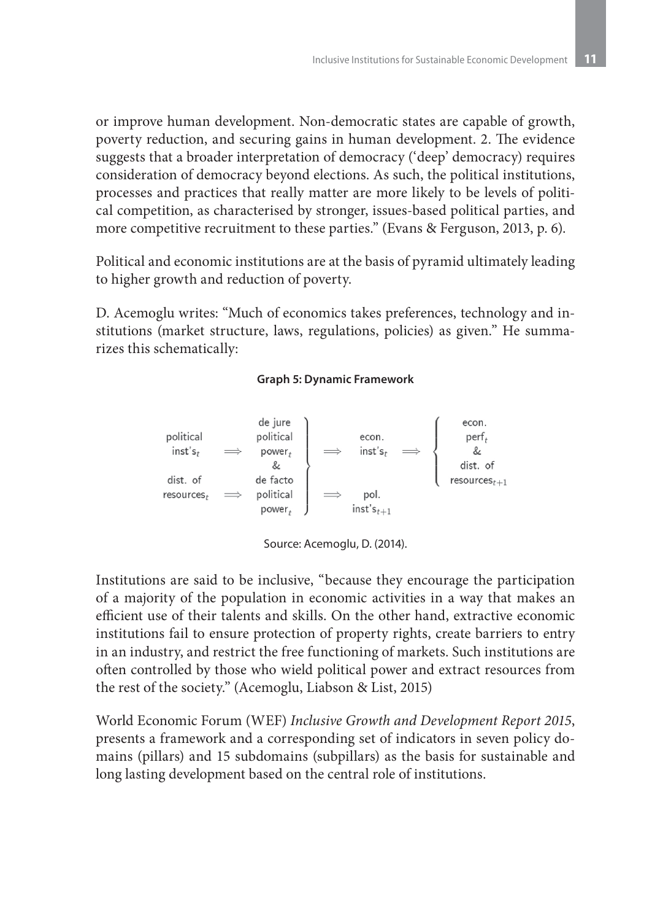or improve human development. Non-democratic states are capable of growth, poverty reduction, and securing gains in human development. 2. The evidence suggests that a broader interpretation of democracy ('deep' democracy) requires consideration of democracy beyond elections. As such, the political institutions, processes and practices that really matter are more likely to be levels of political competition, as characterised by stronger, issues-based political parties, and more competitive recruitment to these parties." (Evans & Ferguson, 2013, p. 6).

Political and economic institutions are at the basis of pyramid ultimately leading to higher growth and reduction of poverty.

D. Acemoglu writes: "Much of economics takes preferences, technology and institutions (market structure, laws, regulations, policies) as given." He summarizes this schematically:

**Graph 5: Dynamic Framework**

$$
\left.\begin{array}{ccc}
\begin{array}{c}\text{political}\\ \text{inst's}_t\end{array} & \Longrightarrow & \begin{array}{c}\text{de jure}\\ \text{political}\\ \text{power}_t\end{array} \\
 & & \& \\
\begin{array}{c}\text{dist. of}\\ \text{resources}_t\end{array} & \Longrightarrow & \begin{array}{c}\text{de facto}\\ \text{political}\\ \text{power}_t\end{array}
\end{array}\right\}
\begin{array}{l}
\Longrightarrow \;\; \text{econ. inst's}_t \;\; \Longrightarrow \left\{\begin{array}{c}\text{econ.}\\ \text{perf}_t\\ \&\\ \text{dist. of}\\ \text{resources}_{t+1}\end{array}\right. \\
\\
\Longrightarrow \;\; \begin{array}{c}\text{pol.}\\ \text{inst's}_{t+1}\end{array}
\end{array}
$$

Source: Acemoglu, D. (2014).

Institutions are said to be inclusive, "because they encourage the participation of a majority of the population in economic activities in a way that makes an efficient use of their talents and skills. On the other hand, extractive economic institutions fail to ensure protection of property rights, create barriers to entry in an industry, and restrict the free functioning of markets. Such institutions are often controlled by those who wield political power and extract resources from the rest of the society." (Acemoglu, Liabson & List, 2015)

World Economic Forum (WEF) *Inclusive Growth and Development Report 2015*, presents a framework and a corresponding set of indicators in seven policy domains (pillars) and 15 subdomains (subpillars) as the basis for sustainable and long lasting development based on the central role of institutions.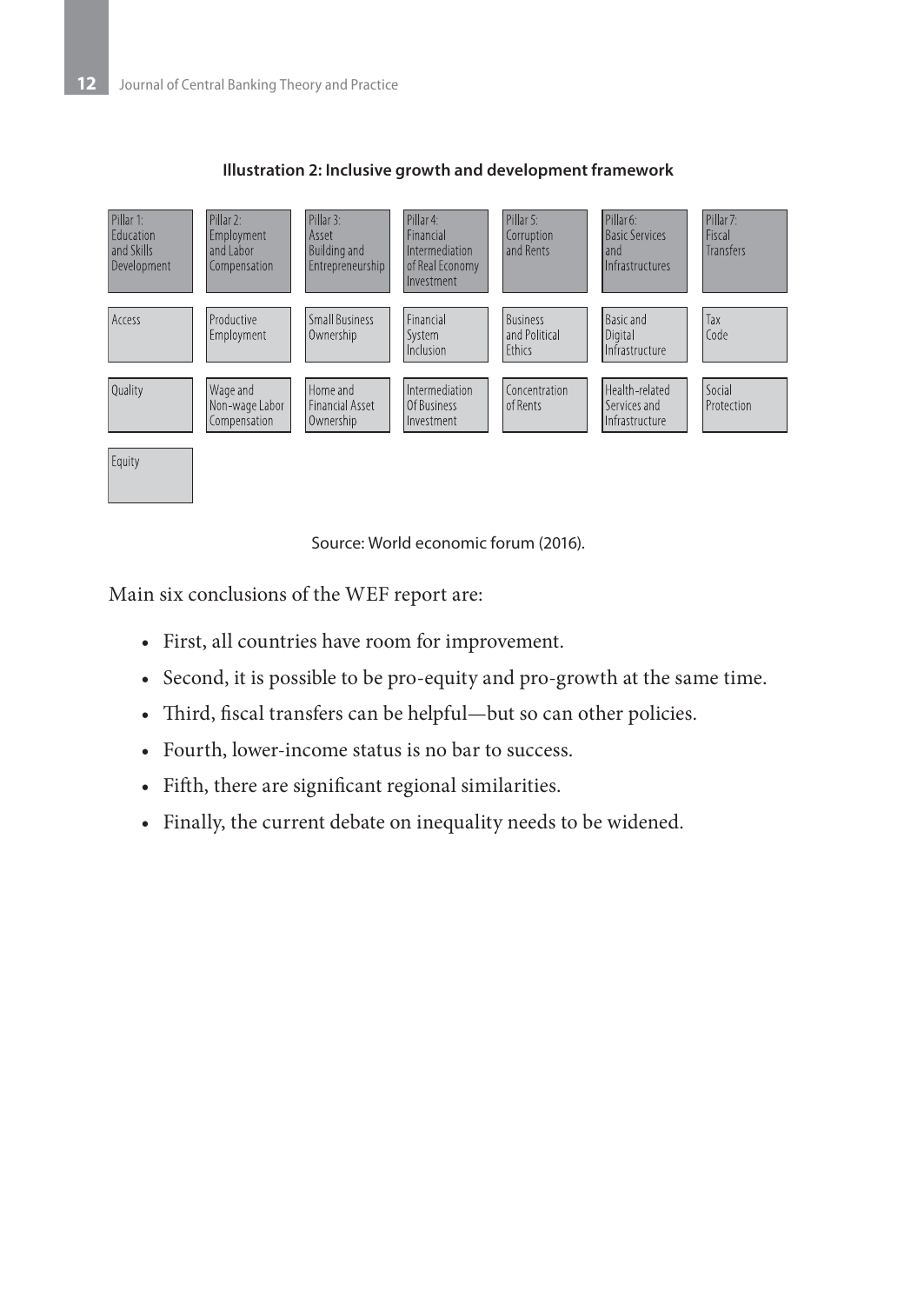**Illustration 2: Inclusive growth and development framework**

| Pillar 1: Education and Skills Development | Pillar 2: Employment and Labor Compensation | Pillar 3: Asset Building and Entrepreneurship | Pillar 4: Financial Intermediation of Real Economy Investment | Pillar 5: Corruption and Rents | Pillar 6: Basic Services and Infrastructures | Pillar 7: Fiscal Transfers |
|---|---|---|---|---|---|---|
| Access | Productive Employment | Small Business Ownership | Financial System Inclusion | Business and Political Ethics | Basic and Digital Infrastructure | Tax Code |
| Quality | Wage and Non-wage Labor Compensation | Home and Financial Asset Ownership | Intermediation Of Business Investment | Concentration of Rents | Health-related Services and Infrastructure | Social Protection |
| Equity | | | | | | |

Source: World economic forum (2016).

Main six conclusions of the WEF report are:

- First, all countries have room for improvement.
- Second, it is possible to be pro-equity and pro-growth at the same time.
- Third, fiscal transfers can be helpful—but so can other policies.
- Fourth, lower-income status is no bar to success.
- Fifth, there are significant regional similarities.
- Finally, the current debate on inequality needs to be widened.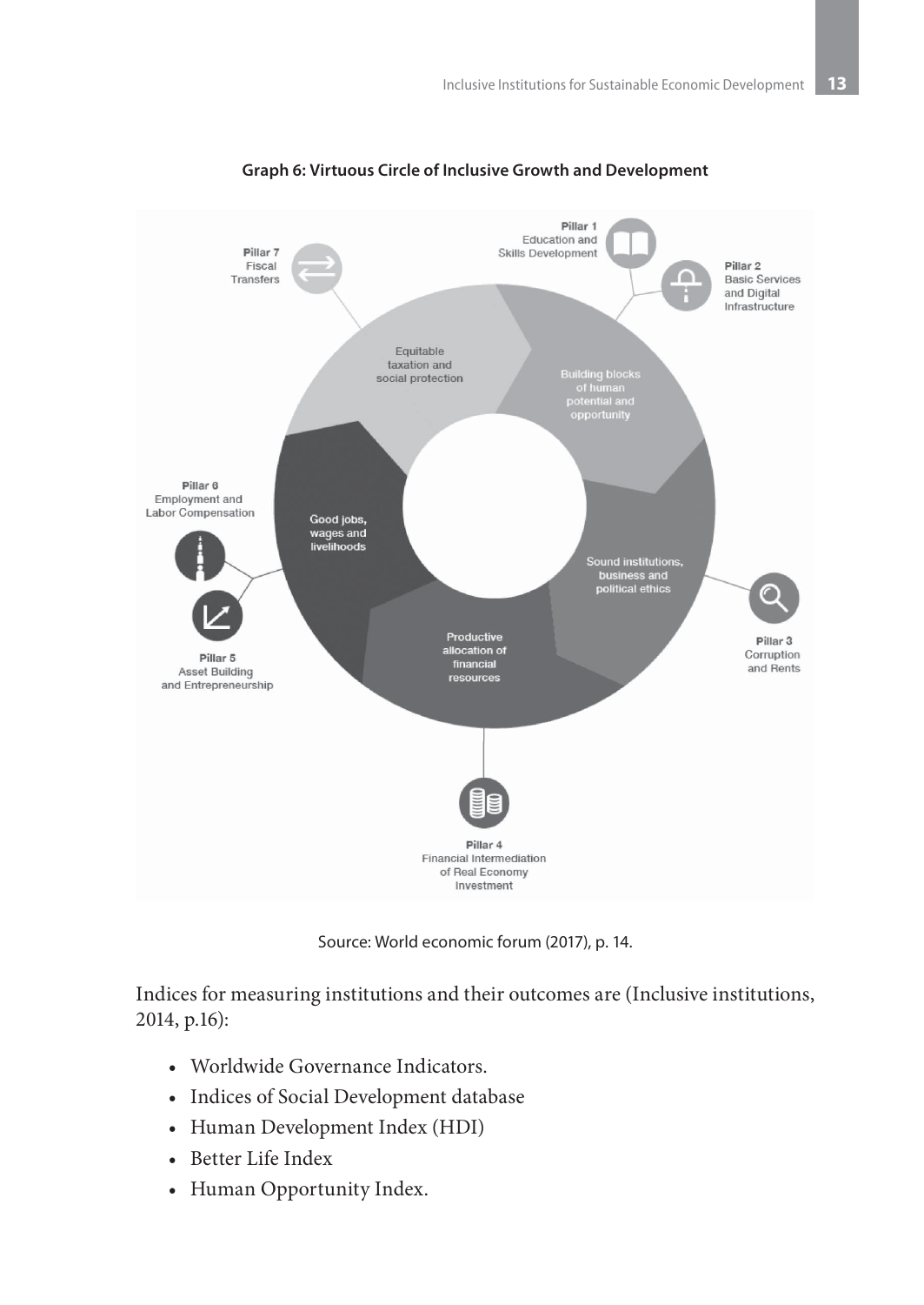**Graph 6: Virtuous Circle of Inclusive Growth and Development**

Source: World economic forum (2017), p. 14.

Indices for measuring institutions and their outcomes are (Inclusive institutions, 2014, p.16):

- Worldwide Governance Indicators.
- Indices of Social Development database
- Human Development Index (HDI)
- Better Life Index
- Human Opportunity Index.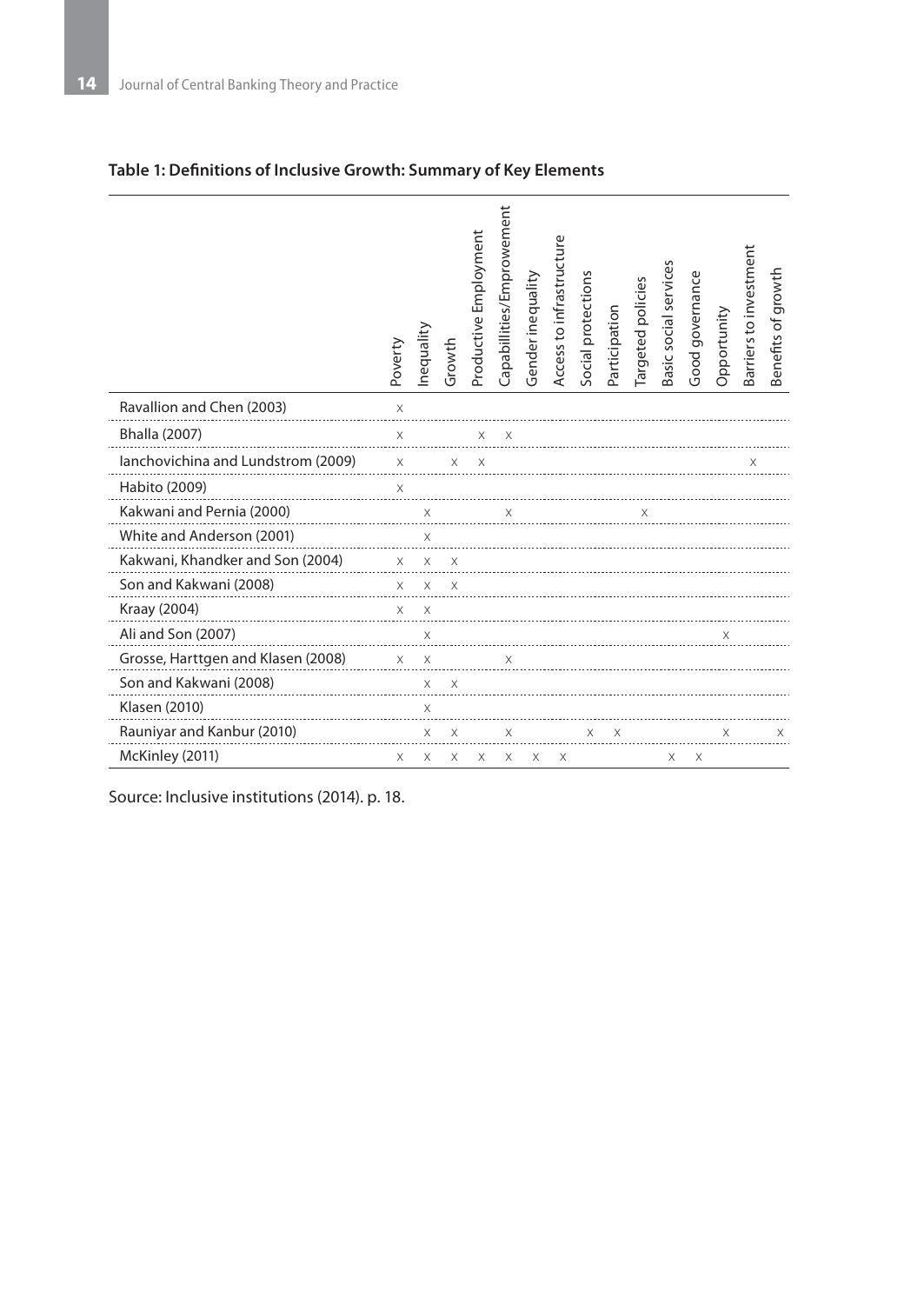**Table 1: Definitions of Inclusive Growth: Summary of Key Elements**

| | Poverty | Inequality | Growth | Productive Employment | Capabillities/Emprowement | Gender inequality | Access to infrastructure | Social protections | Participation | Targeted policies | Basic social services | Good governance | Opportunity | Barriers to investment | Benefits of growth |
|---|---|---|---|---|---|---|---|---|---|---|---|---|---|---|---|
| Ravallion and Chen (2003) | x | | | | | | | | | | | | | | |
| Bhalla (2007) | x | | | x | x | | | | | | | | | | |
| Ianchovichina and Lundstrom (2009) | x | | x | x | | | | | | | | | | x | |
| Habito (2009) | x | | | | | | | | | | | | | | |
| Kakwani and Pernia (2000) | | x | | | x | | | | | x | | | | | |
| White and Anderson (2001) | | x | | | | | | | | | | | | | |
| Kakwani, Khandker and Son (2004) | x | x | x | | | | | | | | | | | | |
| Son and Kakwani (2008) | x | x | x | | | | | | | | | | | | |
| Kraay (2004) | x | x | | | | | | | | | | | | | |
| Ali and Son (2007) | | x | | | | | | | | | | | x | | |
| Grosse, Harttgen and Klasen (2008) | x | x | | | x | | | | | | | | | | |
| Son and Kakwani (2008) | | x | x | | | | | | | | | | | | |
| Klasen (2010) | | x | | | | | | | | | | | | | |
| Rauniyar and Kanbur (2010) | | x | x | | x | | | x | x | | | | x | | x |
| McKinley (2011) | x | x | x | x | x | x | x | | | | x | x | | | |

Source: Inclusive institutions (2014). p. 18.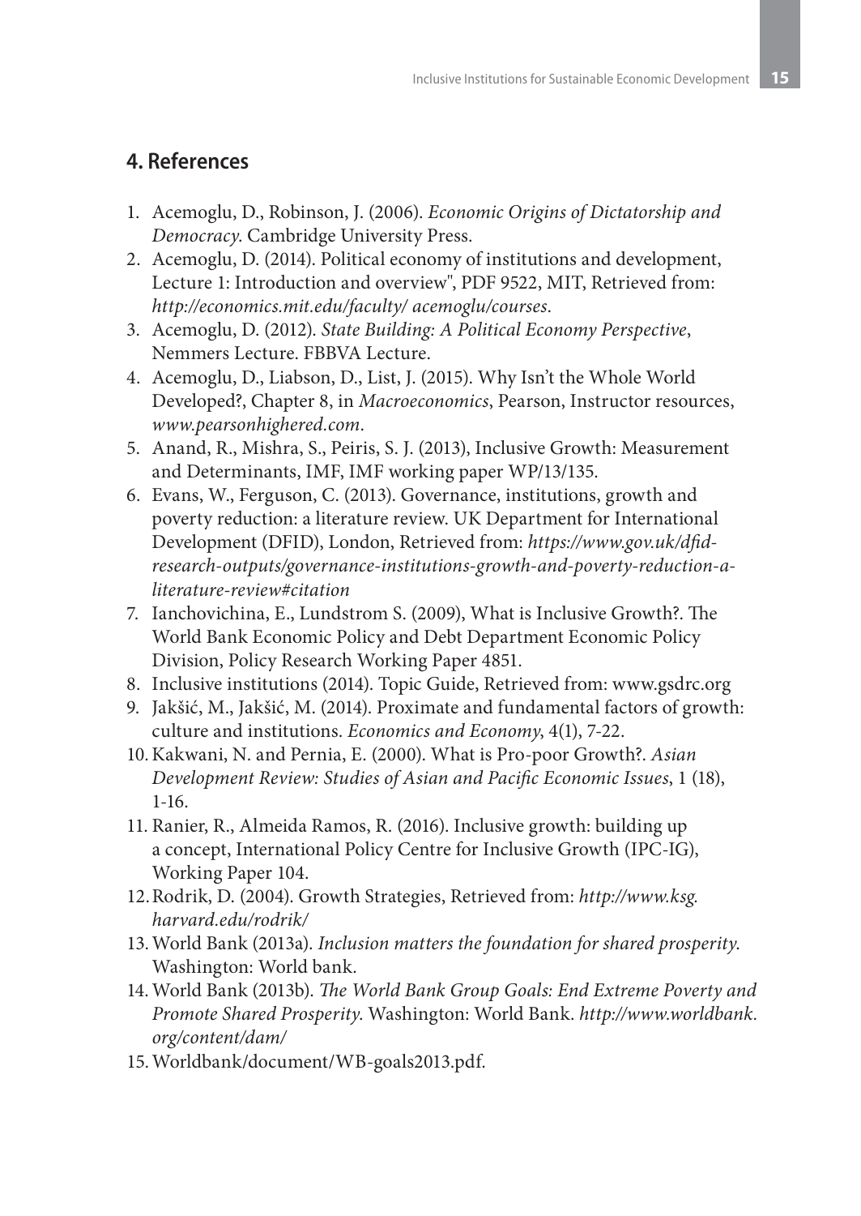## 4. References

1. Acemoglu, D., Robinson, J. (2006). *Economic Origins of Dictatorship and Democracy*. Cambridge University Press.
2. Acemoglu, D. (2014). Political economy of institutions and development, Lecture 1: Introduction and overview", PDF 9522, MIT, Retrieved from: *http://economics.mit.edu/faculty/ acemoglu/courses*.
3. Acemoglu, D. (2012). *State Building: A Political Economy Perspective*, Nemmers Lecture. FBBVA Lecture.
4. Acemoglu, D., Liabson, D., List, J. (2015). Why Isn't the Whole World Developed?, Chapter 8, in *Macroeconomics*, Pearson, Instructor resources, *www.pearsonhighered.com*.
5. Anand, R., Mishra, S., Peiris, S. J. (2013), Inclusive Growth: Measurement and Determinants, IMF, IMF working paper WP/13/135.
6. Evans, W., Ferguson, C. (2013). Governance, institutions, growth and poverty reduction: a literature review. UK Department for International Development (DFID), London, Retrieved from: *https://www.gov.uk/dfid-research-outputs/governance-institutions-growth-and-poverty-reduction-a-literature-review#citation*
7. Ianchovichina, E., Lundstrom S. (2009), What is Inclusive Growth?. The World Bank Economic Policy and Debt Department Economic Policy Division, Policy Research Working Paper 4851.
8. Inclusive institutions (2014). Topic Guide, Retrieved from: www.gsdrc.org
9. Jakšić, M., Jakšić, M. (2014). Proximate and fundamental factors of growth: culture and institutions. *Economics and Economy*, 4(1), 7-22.
10. Kakwani, N. and Pernia, E. (2000). What is Pro-poor Growth?. *Asian Development Review: Studies of Asian and Pacific Economic Issues*, 1 (18), 1-16.
11. Ranier, R., Almeida Ramos, R. (2016). Inclusive growth: building up a concept, International Policy Centre for Inclusive Growth (IPC-IG), Working Paper 104.
12. Rodrik, D. (2004). Growth Strategies, Retrieved from: *http://www.ksg.harvard.edu/rodrik/*
13. World Bank (2013a). *Inclusion matters the foundation for shared prosperity*. Washington: World bank.
14. World Bank (2013b). *The World Bank Group Goals: End Extreme Poverty and Promote Shared Prosperity*. Washington: World Bank. *http://www.worldbank.org/content/dam/*
15. Worldbank/document/WB-goals2013.pdf.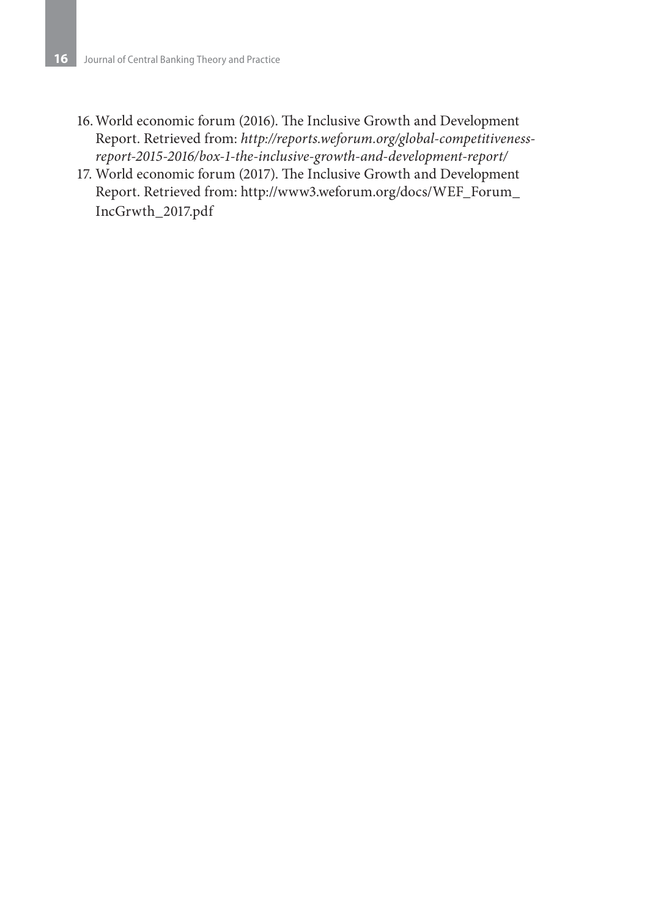16. World economic forum (2016). The Inclusive Growth and Development Report. Retrieved from: *http://reports.weforum.org/global-competitiveness-report-2015-2016/box-1-the-inclusive-growth-and-development-report/*
17. World economic forum (2017). The Inclusive Growth and Development Report. Retrieved from: http://www3.weforum.org/docs/WEF_Forum_IncGrwth_2017.pdf